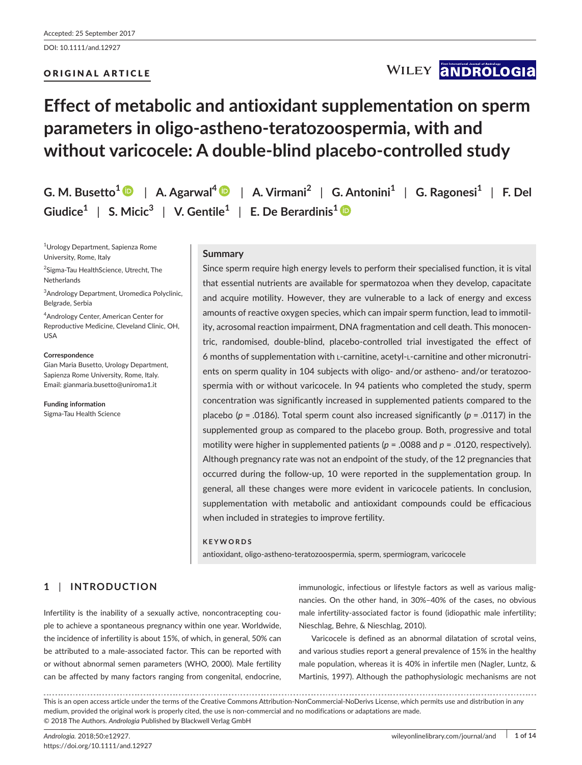Accepted: 25 September 2017

DOI: 10.1111/and.12927

ORIGINAL ARTICLE

# Effect of metabolic and antioxidant supplementation on sperm parameters in oligo-astheno-teratozoospermia, with and without varicocele: A double-blind placebo-controlled study

**G. M. Busetto[1] | A. Agarwal[4] | A. Virmani[2] | G. Antonini[1] | G. Ragonesi[1] | F. Del Giudice[1] | S. Micic[3] | V. Gentile[1] | E. De Berardinis[1]**

[1]Urology Department, Sapienza Rome University, Rome, Italy

[2]Sigma-Tau HealthScience, Utrecht, The Netherlands

[3]Andrology Department, Uromedica Polyclinic, Belgrade, Serbia

[4]Andrology Center, American Center for Reproductive Medicine, Cleveland Clinic, OH, USA

**Correspondence**
Gian Maria Busetto, Urology Department, Sapienza Rome University, Rome, Italy.
Email: gianmaria.busetto@uniroma1.it

**Funding information**
Sigma-Tau Health Science

## Summary

Since sperm require high energy levels to perform their specialised function, it is vital that essential nutrients are available for spermatozoa when they develop, capacitate and acquire motility. However, they are vulnerable to a lack of energy and excess amounts of reactive oxygen species, which can impair sperm function, lead to immotility, acrosomal reaction impairment, DNA fragmentation and cell death. This monocentric, randomised, double-blind, placebo-controlled trial investigated the effect of 6 months of supplementation with L-carnitine, acetyl-L-carnitine and other micronutrients on sperm quality in 104 subjects with oligo- and/or astheno- and/or teratozoospermia with or without varicocele. In 94 patients who completed the study, sperm concentration was significantly increased in supplemented patients compared to the placebo ($p = .0186$). Total sperm count also increased significantly ($p = .0117$) in the supplemented group as compared to the placebo group. Both, progressive and total motility were higher in supplemented patients ($p = .0088$ and $p = .0120$, respectively). Although pregnancy rate was not an endpoint of the study, of the 12 pregnancies that occurred during the follow-up, 10 were reported in the supplementation group. In general, all these changes were more evident in varicocele patients. In conclusion, supplementation with metabolic and antioxidant compounds could be efficacious when included in strategies to improve fertility.

**KEYWORDS**

antioxidant, oligo-astheno-teratozoospermia, sperm, spermiogram, varicocele

## 1 | INTRODUCTION

Infertility is the inability of a sexually active, noncontracepting couple to achieve a spontaneous pregnancy within one year. Worldwide, the incidence of infertility is about 15%, of which, in general, 50% can be attributed to a male-associated factor. This can be reported with or without abnormal semen parameters (WHO, 2000). Male fertility can be affected by many factors ranging from congenital, endocrine, immunologic, infectious or lifestyle factors as well as various malignancies. On the other hand, in 30%–40% of the cases, no obvious male infertility-associated factor is found (idiopathic male infertility; Nieschlag, Behre, & Nieschlag, 2010).

Varicocele is defined as an abnormal dilatation of scrotal veins, and various studies report a general prevalence of 15% in the healthy male population, whereas it is 40% in infertile men (Nagler, Luntz, & Martinis, 1997). Although the pathophysiologic mechanisms are not

This is an open access article under the terms of the Creative Commons Attribution-NonCommercial-NoDerivs License, which permits use and distribution in any medium, provided the original work is properly cited, the use is non-commercial and no modifications or adaptations are made.
© 2018 The Authors. *Andrologia* Published by Blackwell Verlag GmbH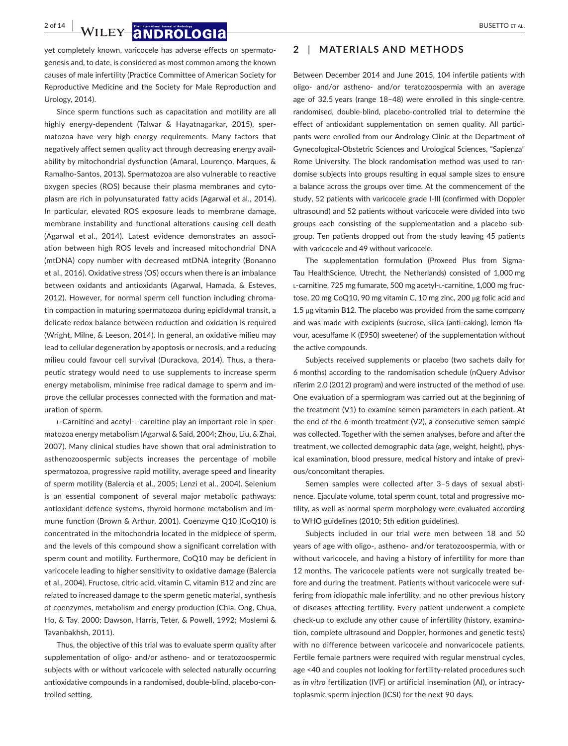yet completely known, varicocele has adverse effects on spermatogenesis and, to date, is considered as most common among the known causes of male infertility (Practice Committee of American Society for Reproductive Medicine and the Society for Male Reproduction and Urology, 2014).

Since sperm functions such as capacitation and motility are all highly energy-dependent (Talwar & Hayatnagarkar, 2015), spermatozoa have very high energy requirements. Many factors that negatively affect semen quality act through decreasing energy availability by mitochondrial dysfunction (Amaral, Lourenço, Marques, & Ramalho-Santos, 2013). Spermatozoa are also vulnerable to reactive oxygen species (ROS) because their plasma membranes and cytoplasm are rich in polyunsaturated fatty acids (Agarwal et al., 2014). In particular, elevated ROS exposure leads to membrane damage, membrane instability and functional alterations causing cell death (Agarwal et al., 2014). Latest evidence demonstrates an association between high ROS levels and increased mitochondrial DNA (mtDNA) copy number with decreased mtDNA integrity (Bonanno et al., 2016). Oxidative stress (OS) occurs when there is an imbalance between oxidants and antioxidants (Agarwal, Hamada, & Esteves, 2012). However, for normal sperm cell function including chromatin compaction in maturing spermatozoa during epididymal transit, a delicate redox balance between reduction and oxidation is required (Wright, Milne, & Leeson, 2014). In general, an oxidative milieu may lead to cellular degeneration by apoptosis or necrosis, and a reducing milieu could favour cell survival (Durackova, 2014). Thus, a therapeutic strategy would need to use supplements to increase sperm energy metabolism, minimise free radical damage to sperm and improve the cellular processes connected with the formation and maturation of sperm.

L-Carnitine and acetyl-L-carnitine play an important role in spermatozoa energy metabolism (Agarwal & Said, 2004; Zhou, Liu, & Zhai, 2007). Many clinical studies have shown that oral administration to asthenozoospermic subjects increases the percentage of mobile spermatozoa, progressive rapid motility, average speed and linearity of sperm motility (Balercia et al., 2005; Lenzi et al., 2004). Selenium is an essential component of several major metabolic pathways: antioxidant defence systems, thyroid hormone metabolism and immune function (Brown & Arthur, 2001). Coenzyme Q10 (CoQ10) is concentrated in the mitochondria located in the midpiece of sperm, and the levels of this compound show a significant correlation with sperm count and motility. Furthermore, CoQ10 may be deficient in varicocele leading to higher sensitivity to oxidative damage (Balercia et al., 2004). Fructose, citric acid, vitamin C, vitamin B12 and zinc are related to increased damage to the sperm genetic material, synthesis of coenzymes, metabolism and energy production (Chia, Ong, Chua, Ho, & Tay, 2000; Dawson, Harris, Teter, & Powell, 1992; Moslemi & Tavanbakhsh, 2011).

Thus, the objective of this trial was to evaluate sperm quality after supplementation of oligo- and/or astheno- and or teratozoospermic subjects with or without varicocele with selected naturally occurring antioxidative compounds in a randomised, double-blind, placebo-controlled setting.

## 2 | MATERIALS AND METHODS

Between December 2014 and June 2015, 104 infertile patients with oligo- and/or astheno- and/or teratozoospermia with an average age of 32.5 years (range 18–48) were enrolled in this single-centre, randomised, double-blind, placebo-controlled trial to determine the effect of antioxidant supplementation on semen quality. All participants were enrolled from our Andrology Clinic at the Department of Gynecological-Obstetric Sciences and Urological Sciences, "Sapienza" Rome University. The block randomisation method was used to randomise subjects into groups resulting in equal sample sizes to ensure a balance across the groups over time. At the commencement of the study, 52 patients with varicocele grade I-III (confirmed with Doppler ultrasound) and 52 patients without varicocele were divided into two groups each consisting of the supplementation and a placebo subgroup. Ten patients dropped out from the study leaving 45 patients with varicocele and 49 without varicocele.

The supplementation formulation (Proxeed Plus from Sigma-Tau HealthScience, Utrecht, the Netherlands) consisted of 1,000 mg L-carnitine, 725 mg fumarate, 500 mg acetyl-L-carnitine, 1,000 mg fructose, 20 mg CoQ10, 90 mg vitamin C, 10 mg zinc, 200 μg folic acid and 1.5 μg vitamin B12. The placebo was provided from the same company and was made with excipients (sucrose, silica (anti-caking), lemon flavour, acesulfame K (E950) sweetener) of the supplementation without the active compounds.

Subjects received supplements or placebo (two sachets daily for 6 months) according to the randomisation schedule (nQuery Advisor nTerim 2.0 (2012) program) and were instructed of the method of use. One evaluation of a spermiogram was carried out at the beginning of the treatment (V1) to examine semen parameters in each patient. At the end of the 6-month treatment (V2), a consecutive semen sample was collected. Together with the semen analyses, before and after the treatment, we collected demographic data (age, weight, height), physical examination, blood pressure, medical history and intake of previous/concomitant therapies.

Semen samples were collected after 3–5 days of sexual abstinence. Ejaculate volume, total sperm count, total and progressive motility, as well as normal sperm morphology were evaluated according to WHO guidelines (2010; 5th edition guidelines).

Subjects included in our trial were men between 18 and 50 years of age with oligo-, astheno- and/or teratozoospermia, with or without varicocele, and having a history of infertility for more than 12 months. The varicocele patients were not surgically treated before and during the treatment. Patients without varicocele were suffering from idiopathic male infertility, and no other previous history of diseases affecting fertility. Every patient underwent a complete check-up to exclude any other cause of infertility (history, examination, complete ultrasound and Doppler, hormones and genetic tests) with no difference between varicocele and nonvaricocele patients. Fertile female partners were required with regular menstrual cycles, age <40 and couples not looking for fertility-related procedures such as *in vitro* fertilization (IVF) or artificial insemination (AI), or intracytoplasmic sperm injection (ICSI) for the next 90 days.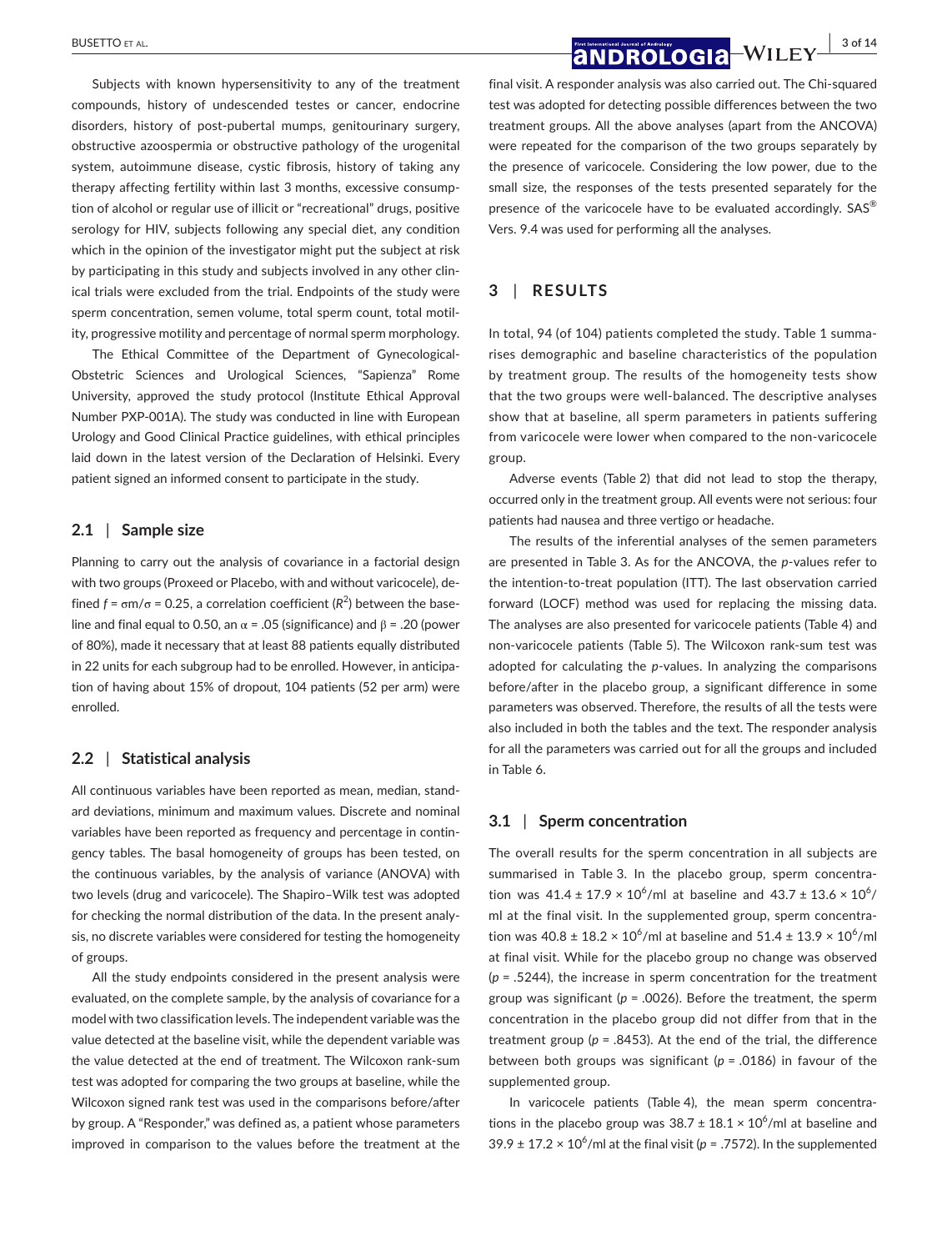Subjects with known hypersensitivity to any of the treatment compounds, history of undescended testes or cancer, endocrine disorders, history of post-pubertal mumps, genitourinary surgery, obstructive azoospermia or obstructive pathology of the urogenital system, autoimmune disease, cystic fibrosis, history of taking any therapy affecting fertility within last 3 months, excessive consumption of alcohol or regular use of illicit or "recreational" drugs, positive serology for HIV, subjects following any special diet, any condition which in the opinion of the investigator might put the subject at risk by participating in this study and subjects involved in any other clinical trials were excluded from the trial. Endpoints of the study were sperm concentration, semen volume, total sperm count, total motility, progressive motility and percentage of normal sperm morphology.

The Ethical Committee of the Department of Gynecological-Obstetric Sciences and Urological Sciences, "Sapienza" Rome University, approved the study protocol (Institute Ethical Approval Number PXP-001A). The study was conducted in line with European Urology and Good Clinical Practice guidelines, with ethical principles laid down in the latest version of the Declaration of Helsinki. Every patient signed an informed consent to participate in the study.

### 2.1 | Sample size

Planning to carry out the analysis of covariance in a factorial design with two groups (Proxeed or Placebo, with and without varicocele), defined $f = \sigma m/\sigma = 0.25$, a correlation coefficient ($R^2$) between the baseline and final equal to 0.50, an $\alpha = .05$ (significance) and $\beta = .20$ (power of 80%), made it necessary that at least 88 patients equally distributed in 22 units for each subgroup had to be enrolled. However, in anticipation of having about 15% of dropout, 104 patients (52 per arm) were enrolled.

### 2.2 | Statistical analysis

All continuous variables have been reported as mean, median, standard deviations, minimum and maximum values. Discrete and nominal variables have been reported as frequency and percentage in contingency tables. The basal homogeneity of groups has been tested, on the continuous variables, by the analysis of variance (ANOVA) with two levels (drug and varicocele). The Shapiro–Wilk test was adopted for checking the normal distribution of the data. In the present analysis, no discrete variables were considered for testing the homogeneity of groups.

All the study endpoints considered in the present analysis were evaluated, on the complete sample, by the analysis of covariance for a model with two classification levels. The independent variable was the value detected at the baseline visit, while the dependent variable was the value detected at the end of treatment. The Wilcoxon rank-sum test was adopted for comparing the two groups at baseline, while the Wilcoxon signed rank test was used in the comparisons before/after by group. A "Responder," was defined as, a patient whose parameters improved in comparison to the values before the treatment at the final visit. A responder analysis was also carried out. The Chi-squared test was adopted for detecting possible differences between the two treatment groups. All the above analyses (apart from the ANCOVA) were repeated for the comparison of the two groups separately by the presence of varicocele. Considering the low power, due to the small size, the responses of the tests presented separately for the presence of the varicocele have to be evaluated accordingly. SAS® Vers. 9.4 was used for performing all the analyses.

## 3 | RESULTS

In total, 94 (of 104) patients completed the study. Table 1 summarises demographic and baseline characteristics of the population by treatment group. The results of the homogeneity tests show that the two groups were well-balanced. The descriptive analyses show that at baseline, all sperm parameters in patients suffering from varicocele were lower when compared to the non-varicocele group.

Adverse events (Table 2) that did not lead to stop the therapy, occurred only in the treatment group. All events were not serious: four patients had nausea and three vertigo or headache.

The results of the inferential analyses of the semen parameters are presented in Table 3. As for the ANCOVA, the *p*-values refer to the intention-to-treat population (ITT). The last observation carried forward (LOCF) method was used for replacing the missing data. The analyses are also presented for varicocele patients (Table 4) and non-varicocele patients (Table 5). The Wilcoxon rank-sum test was adopted for calculating the *p*-values. In analyzing the comparisons before/after in the placebo group, a significant difference in some parameters was observed. Therefore, the results of all the tests were also included in both the tables and the text. The responder analysis for all the parameters was carried out for all the groups and included in Table 6.

### 3.1 | Sperm concentration

The overall results for the sperm concentration in all subjects are summarised in Table 3. In the placebo group, sperm concentration was $41.4 \pm 17.9 \times 10^6$/ml at baseline and $43.7 \pm 13.6 \times 10^6$/ml at the final visit. In the supplemented group, sperm concentration was $40.8 \pm 18.2 \times 10^6$/ml at baseline and $51.4 \pm 13.9 \times 10^6$/ml at final visit. While for the placebo group no change was observed ($p = .5244$), the increase in sperm concentration for the treatment group was significant ($p = .0026$). Before the treatment, the sperm concentration in the placebo group did not differ from that in the treatment group ($p = .8453$). At the end of the trial, the difference between both groups was significant ($p = .0186$) in favour of the supplemented group.

In varicocele patients (Table 4), the mean sperm concentrations in the placebo group was $38.7 \pm 18.1 \times 10^6$/ml at baseline and $39.9 \pm 17.2 \times 10^6$/ml at the final visit ($p = .7572$). In the supplemented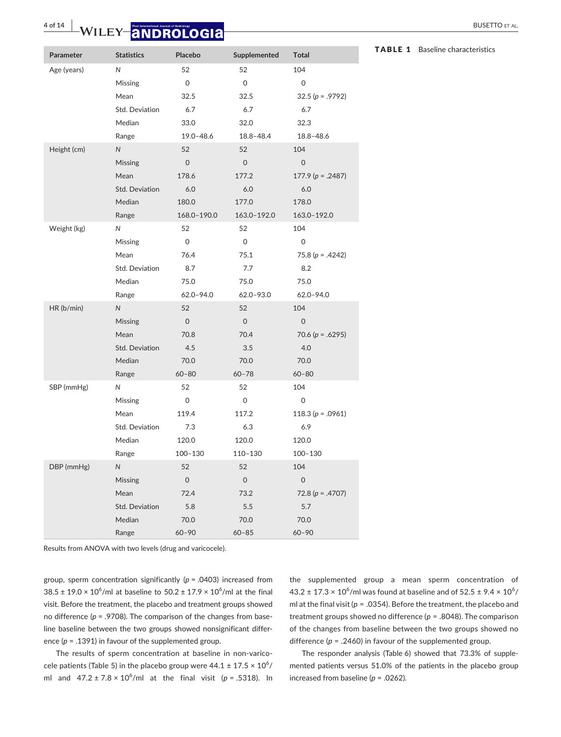**TABLE 1** Baseline characteristics

| Parameter | Statistics | Placebo | Supplemented | Total |
|---|---|---|---|---|
| Age (years) | *N* | 52 | 52 | 104 |
| | Missing | 0 | 0 | 0 |
| | Mean | 32.5 | 32.5 | 32.5 ($p$ = .9792) |
| | Std. Deviation | 6.7 | 6.7 | 6.7 |
| | Median | 33.0 | 32.0 | 32.3 |
| | Range | 19.0–48.6 | 18.8–48.4 | 18.8–48.6 |
| Height (cm) | *N* | 52 | 52 | 104 |
| | Missing | 0 | 0 | 0 |
| | Mean | 178.6 | 177.2 | 177.9 ($p$ = .2487) |
| | Std. Deviation | 6.0 | 6.0 | 6.0 |
| | Median | 180.0 | 177.0 | 178.0 |
| | Range | 168.0–190.0 | 163.0–192.0 | 163.0–192.0 |
| Weight (kg) | *N* | 52 | 52 | 104 |
| | Missing | 0 | 0 | 0 |
| | Mean | 76.4 | 75.1 | 75.8 ($p$ = .4242) |
| | Std. Deviation | 8.7 | 7.7 | 8.2 |
| | Median | 75.0 | 75.0 | 75.0 |
| | Range | 62.0–94.0 | 62.0–93.0 | 62.0–94.0 |
| HR (b/min) | *N* | 52 | 52 | 104 |
| | Missing | 0 | 0 | 0 |
| | Mean | 70.8 | 70.4 | 70.6 ($p$ = .6295) |
| | Std. Deviation | 4.5 | 3.5 | 4.0 |
| | Median | 70.0 | 70.0 | 70.0 |
| | Range | 60–80 | 60–78 | 60–80 |
| SBP (mmHg) | *N* | 52 | 52 | 104 |
| | Missing | 0 | 0 | 0 |
| | Mean | 119.4 | 117.2 | 118.3 ($p$ = .0961) |
| | Std. Deviation | 7.3 | 6.3 | 6.9 |
| | Median | 120.0 | 120.0 | 120.0 |
| | Range | 100–130 | 110–130 | 100–130 |
| DBP (mmHg) | *N* | 52 | 52 | 104 |
| | Missing | 0 | 0 | 0 |
| | Mean | 72.4 | 73.2 | 72.8 ($p$ = .4707) |
| | Std. Deviation | 5.8 | 5.5 | 5.7 |
| | Median | 70.0 | 70.0 | 70.0 |
| | Range | 60–90 | 60–85 | 60–90 |

Results from ANOVA with two levels (drug and varicocele).

group, sperm concentration significantly ($p$ = .0403) increased from $38.5 \pm 19.0 \times 10^6$/ml at baseline to $50.2 \pm 17.9 \times 10^6$/ml at the final visit. Before the treatment, the placebo and treatment groups showed no difference ($p$ = .9708). The comparison of the changes from baseline baseline between the two groups showed nonsignificant difference ($p$ = .1391) in favour of the supplemented group.

The results of sperm concentration at baseline in non-varicocele patients (Table 5) in the placebo group were $44.1 \pm 17.5 \times 10^6$/ml and $47.2 \pm 7.8 \times 10^6$/ml at the final visit ($p$ = .5318). In the supplemented group a mean sperm concentration of $43.2 \pm 17.3 \times 10^6$/ml was found at baseline and of $52.5 \pm 9.4 \times 10^6$/ml at the final visit ($p$ = .0354). Before the treatment, the placebo and treatment groups showed no difference ($p$ = .8048). The comparison of the changes from baseline between the two groups showed no difference ($p$ = .2460) in favour of the supplemented group.

The responder analysis (Table 6) showed that 73.3% of supplemented patients versus 51.0% of the patients in the placebo group increased from baseline ($p$ = .0262).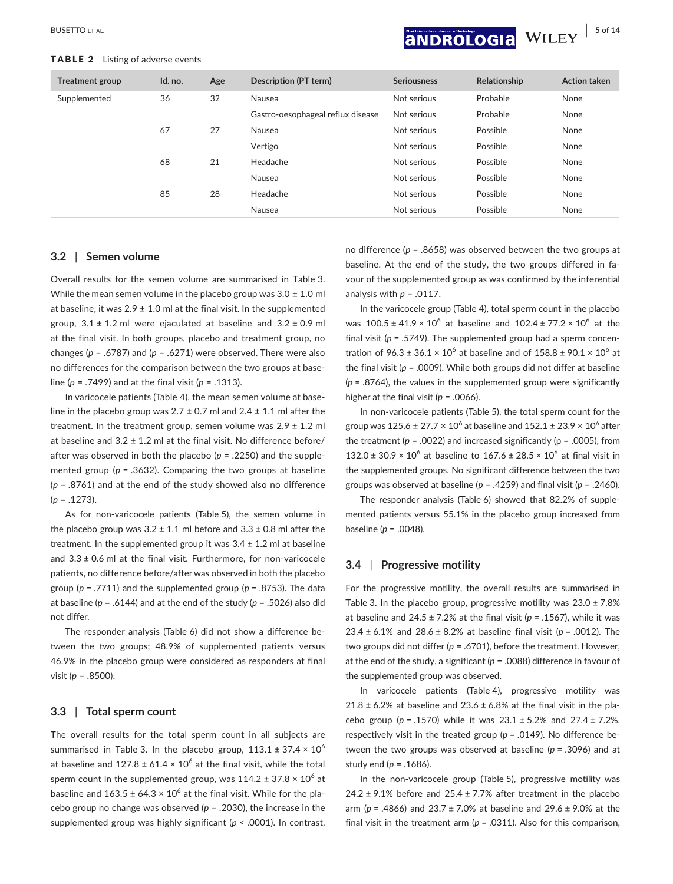**TABLE 2** Listing of adverse events

| Treatment group | Id. no. | Age | Description (PT term) | Seriousness | Relationship | Action taken |
|---|---|---|---|---|---|---|
| Supplemented | 36 | 32 | Nausea | Not serious | Probable | None |
| | | | Gastro-oesophageal reflux disease | Not serious | Probable | None |
| | 67 | 27 | Nausea | Not serious | Possible | None |
| | | | Vertigo | Not serious | Possible | None |
| | 68 | 21 | Headache | Not serious | Possible | None |
| | | | Nausea | Not serious | Possible | None |
| | 85 | 28 | Headache | Not serious | Possible | None |
| | | | Nausea | Not serious | Possible | None |

### 3.2 | Semen volume

Overall results for the semen volume are summarised in Table 3. While the mean semen volume in the placebo group was 3.0 ± 1.0 ml at baseline, it was 2.9 ± 1.0 ml at the final visit. In the supplemented group, 3.1 ± 1.2 ml were ejaculated at baseline and 3.2 ± 0.9 ml at the final visit. In both groups, placebo and treatment group, no changes ($p = .6787$) and ($p = .6271$) were observed. There were also no differences for the comparison between the two groups at baseline ($p = .7499$) and at the final visit ($p = .1313$).

In varicocele patients (Table 4), the mean semen volume at baseline in the placebo group was 2.7 ± 0.7 ml and 2.4 ± 1.1 ml after the treatment. In the treatment group, semen volume was 2.9 ± 1.2 ml at baseline and 3.2 ± 1.2 ml at the final visit. No difference before/after was observed in both the placebo ($p = .2250$) and the supplemented group ($p = .3632$). Comparing the two groups at baseline ($p = .8761$) and at the end of the study showed also no difference ($p = .1273$).

As for non-varicocele patients (Table 5), the semen volume in the placebo group was 3.2 ± 1.1 ml before and 3.3 ± 0.8 ml after the treatment. In the supplemented group it was 3.4 ± 1.2 ml at baseline and 3.3 ± 0.6 ml at the final visit. Furthermore, for non-varicocele patients, no difference before/after was observed in both the placebo group ($p = .7711$) and the supplemented group ($p = .8753$). The data at baseline ($p = .6144$) and at the end of the study ($p = .5026$) also did not differ.

The responder analysis (Table 6) did not show a difference between the two groups; 48.9% of supplemented patients versus 46.9% in the placebo group were considered as responders at final visit ($p = .8500$).

### 3.3 | Total sperm count

The overall results for the total sperm count in all subjects are summarised in Table 3. In the placebo group, 113.1 ± 37.4 × $10^6$ at baseline and 127.8 ± 61.4 × $10^6$ at the final visit, while the total sperm count in the supplemented group, was 114.2 ± 37.8 × $10^6$ at baseline and 163.5 ± 64.3 × $10^6$ at the final visit. While for the placebo group no change was observed ($p = .2030$), the increase in the supplemented group was highly significant ($p < .0001$). In contrast, no difference ($p = .8658$) was observed between the two groups at baseline. At the end of the study, the two groups differed in favour of the supplemented group as was confirmed by the inferential analysis with $p = .0117$.

In the varicocele group (Table 4), total sperm count in the placebo was 100.5 ± 41.9 × $10^6$ at baseline and 102.4 ± 77.2 × $10^6$ at the final visit ($p = .5749$). The supplemented group had a sperm concentration of 96.3 ± 36.1 × $10^6$ at baseline and of 158.8 ± 90.1 × $10^6$ at the final visit ($p = .0009$). While both groups did not differ at baseline ($p = .8764$), the values in the supplemented group were significantly higher at the final visit ($p = .0066$).

In non-varicocele patients (Table 5), the total sperm count for the group was 125.6 ± 27.7 × $10^6$ at baseline and 152.1 ± 23.9 × $10^6$ after the treatment ($p = .0022$) and increased significantly ($p = .0005$), from 132.0 ± 30.9 × $10^6$ at baseline to 167.6 ± 28.5 × $10^6$ at final visit in the supplemented groups. No significant difference between the two groups was observed at baseline ($p = .4259$) and final visit ($p = .2460$).

The responder analysis (Table 6) showed that 82.2% of supplemented patients versus 55.1% in the placebo group increased from baseline ($p = .0048$).

### 3.4 | Progressive motility

For the progressive motility, the overall results are summarised in Table 3. In the placebo group, progressive motility was 23.0 ± 7.8% at baseline and 24.5 ± 7.2% at the final visit ($p = .1567$), while it was 23.4 ± 6.1% and 28.6 ± 8.2% at baseline final visit ($p = .0012$). The two groups did not differ ($p = .6701$), before the treatment. However, at the end of the study, a significant ($p = .0088$) difference in favour of the supplemented group was observed.

In varicocele patients (Table 4), progressive motility was 21.8 ± 6.2% at baseline and 23.6 ± 6.8% at the final visit in the placebo group ($p = .1570$) while it was 23.1 ± 5.2% and 27.4 ± 7.2%, respectively visit in the treated group ($p = .0149$). No difference between the two groups was observed at baseline ($p = .3096$) and at study end ($p = .1686$).

In the non-varicocele group (Table 5), progressive motility was 24.2 ± 9.1% before and 25.4 ± 7.7% after treatment in the placebo arm ($p = .4866$) and 23.7 ± 7.0% at baseline and 29.6 ± 9.0% at the final visit in the treatment arm ($p = .0311$). Also for this comparison,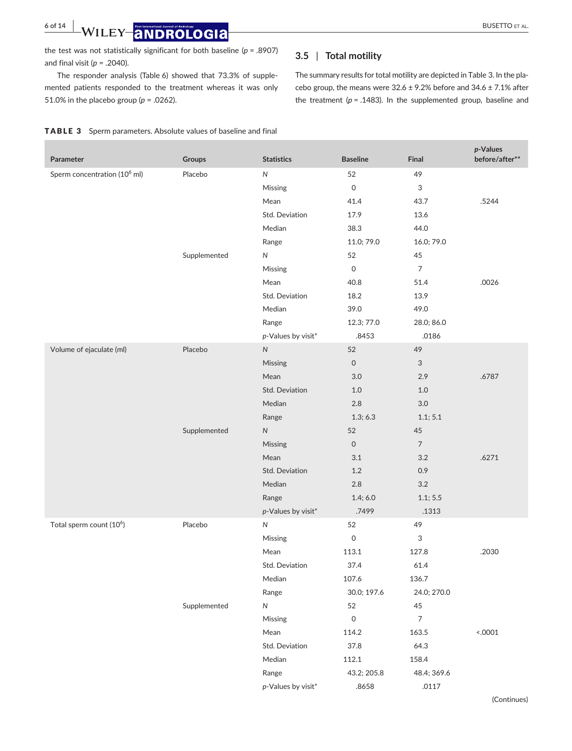the test was not statistically significant for both baseline ($p$ = .8907) and final visit ($p$ = .2040).

The responder analysis (Table 6) showed that 73.3% of supplemented patients responded to the treatment whereas it was only 51.0% in the placebo group ($p$ = .0262).

## 3.5 | Total motility

The summary results for total motility are depicted in Table 3. In the placebo group, the means were 32.6 ± 9.2% before and 34.6 ± 7.1% after the treatment ($p$ = .1483). In the supplemented group, baseline and

**TABLE 3** Sperm parameters. Absolute values of baseline and final

| Parameter | Groups | Statistics | Baseline | Final | $p$-Values before/after** |
|---|---|---|---|---|---|
| Sperm concentration ($10^6$ ml) | Placebo | $N$ | 52 | 49 | |
| | | Missing | 0 | 3 | |
| | | Mean | 41.4 | 43.7 | .5244 |
| | | Std. Deviation | 17.9 | 13.6 | |
| | | Median | 38.3 | 44.0 | |
| | | Range | 11.0; 79.0 | 16.0; 79.0 | |
| | Supplemented | $N$ | 52 | 45 | |
| | | Missing | 0 | 7 | |
| | | Mean | 40.8 | 51.4 | .0026 |
| | | Std. Deviation | 18.2 | 13.9 | |
| | | Median | 39.0 | 49.0 | |
| | | Range | 12.3; 77.0 | 28.0; 86.0 | |
| | | $p$-Values by visit* | .8453 | .0186 | |
| Volume of ejaculate (ml) | Placebo | $N$ | 52 | 49 | |
| | | Missing | 0 | 3 | |
| | | Mean | 3.0 | 2.9 | .6787 |
| | | Std. Deviation | 1.0 | 1.0 | |
| | | Median | 2.8 | 3.0 | |
| | | Range | 1.3; 6.3 | 1.1; 5.1 | |
| | Supplemented | $N$ | 52 | 45 | |
| | | Missing | 0 | 7 | |
| | | Mean | 3.1 | 3.2 | .6271 |
| | | Std. Deviation | 1.2 | 0.9 | |
| | | Median | 2.8 | 3.2 | |
| | | Range | 1.4; 6.0 | 1.1; 5.5 | |
| | | $p$-Values by visit* | .7499 | .1313 | |
| Total sperm count ($10^6$) | Placebo | $N$ | 52 | 49 | |
| | | Missing | 0 | 3 | |
| | | Mean | 113.1 | 127.8 | .2030 |
| | | Std. Deviation | 37.4 | 61.4 | |
| | | Median | 107.6 | 136.7 | |
| | | Range | 30.0; 197.6 | 24.0; 270.0 | |
| | Supplemented | $N$ | 52 | 45 | |
| | | Missing | 0 | 7 | |
| | | Mean | 114.2 | 163.5 | <.0001 |
| | | Std. Deviation | 37.8 | 64.3 | |
| | | Median | 112.1 | 158.4 | |
| | | Range | 43.2; 205.8 | 48.4; 369.6 | |
| | | $p$-Values by visit* | .8658 | .0117 | |

(Continues)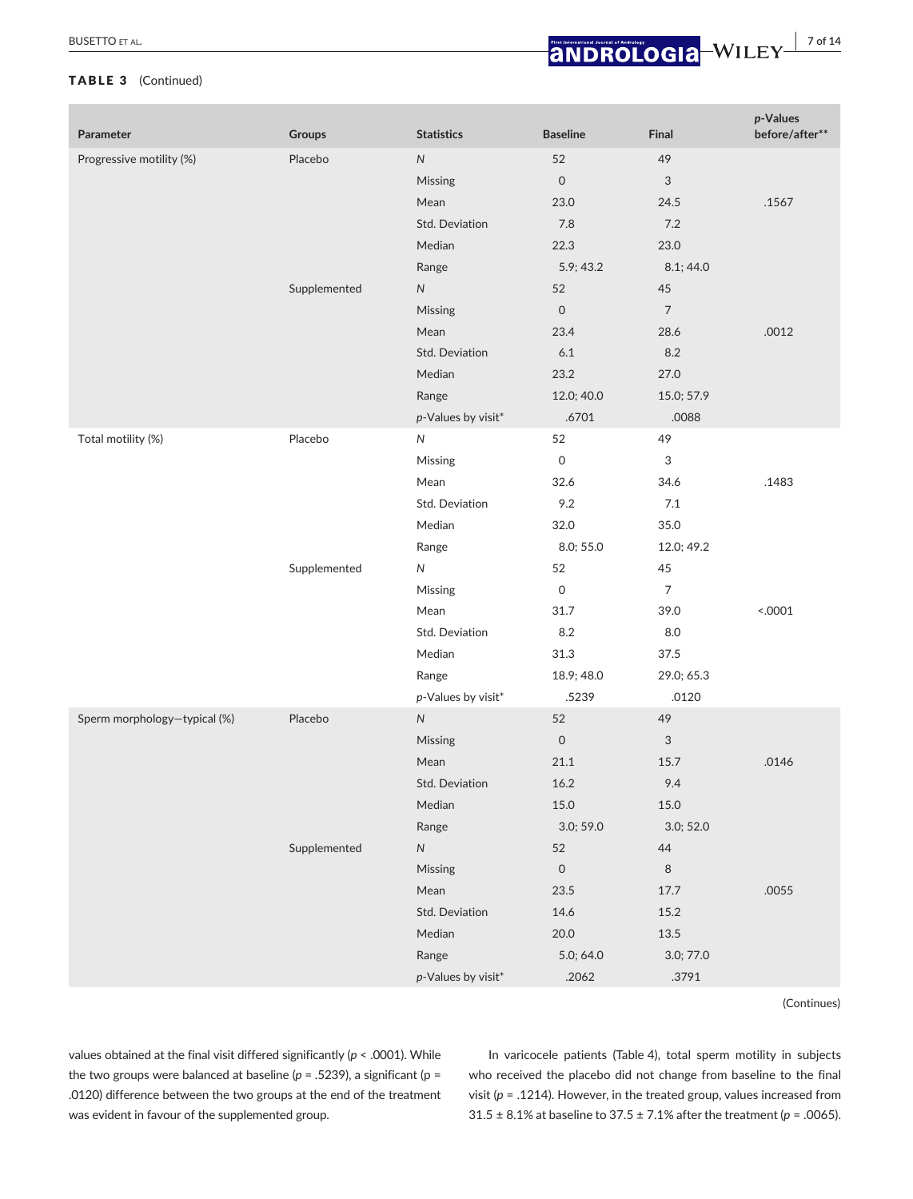**TABLE 3** (Continued)

| Parameter | Groups | Statistics | Baseline | Final | p-Values before/after** |
|---|---|---|---|---|---|
| Progressive motility (%) | Placebo | N | 52 | 49 | |
| | | Missing | 0 | 3 | |
| | | Mean | 23.0 | 24.5 | .1567 |
| | | Std. Deviation | 7.8 | 7.2 | |
| | | Median | 22.3 | 23.0 | |
| | | Range | 5.9; 43.2 | 8.1; 44.0 | |
| | Supplemented | N | 52 | 45 | |
| | | Missing | 0 | 7 | |
| | | Mean | 23.4 | 28.6 | .0012 |
| | | Std. Deviation | 6.1 | 8.2 | |
| | | Median | 23.2 | 27.0 | |
| | | Range | 12.0; 40.0 | 15.0; 57.9 | |
| | | p-Values by visit* | .6701 | .0088 | |
| Total motility (%) | Placebo | N | 52 | 49 | |
| | | Missing | 0 | 3 | |
| | | Mean | 32.6 | 34.6 | .1483 |
| | | Std. Deviation | 9.2 | 7.1 | |
| | | Median | 32.0 | 35.0 | |
| | | Range | 8.0; 55.0 | 12.0; 49.2 | |
| | Supplemented | N | 52 | 45 | |
| | | Missing | 0 | 7 | |
| | | Mean | 31.7 | 39.0 | <.0001 |
| | | Std. Deviation | 8.2 | 8.0 | |
| | | Median | 31.3 | 37.5 | |
| | | Range | 18.9; 48.0 | 29.0; 65.3 | |
| | | p-Values by visit* | .5239 | .0120 | |
| Sperm morphology—typical (%) | Placebo | N | 52 | 49 | |
| | | Missing | 0 | 3 | |
| | | Mean | 21.1 | 15.7 | .0146 |
| | | Std. Deviation | 16.2 | 9.4 | |
| | | Median | 15.0 | 15.0 | |
| | | Range | 3.0; 59.0 | 3.0; 52.0 | |
| | Supplemented | N | 52 | 44 | |
| | | Missing | 0 | 8 | |
| | | Mean | 23.5 | 17.7 | .0055 |
| | | Std. Deviation | 14.6 | 15.2 | |
| | | Median | 20.0 | 13.5 | |
| | | Range | 5.0; 64.0 | 3.0; 77.0 | |
| | | p-Values by visit* | .2062 | .3791 | |

(Continues)

values obtained at the final visit differed significantly ($p < .0001$). While the two groups were balanced at baseline ($p = .5239$), a significant ($p = .0120$) difference between the two groups at the end of the treatment was evident in favour of the supplemented group.

In varicocele patients (Table 4), total sperm motility in subjects who received the placebo did not change from baseline to the final visit ($p = .1214$). However, in the treated group, values increased from 31.5 ± 8.1% at baseline to 37.5 ± 7.1% after the treatment ($p = .0065$).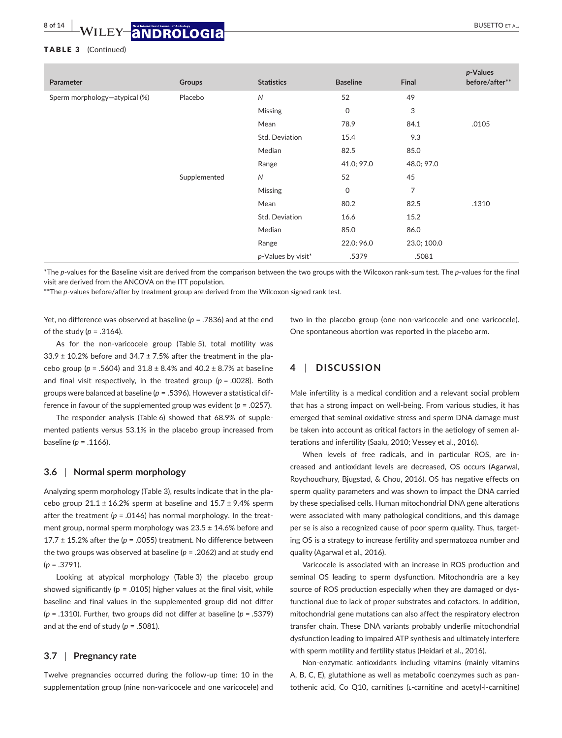**TABLE 3** (Continued)

| Parameter | Groups | Statistics | Baseline | Final | *p*-Values before/after** |
|---|---|---|---|---|---|
| Sperm morphology—atypical (%) | Placebo | *N* | 52 | 49 | |
| | | Missing | 0 | 3 | |
| | | Mean | 78.9 | 84.1 | .0105 |
| | | Std. Deviation | 15.4 | 9.3 | |
| | | Median | 82.5 | 85.0 | |
| | | Range | 41.0; 97.0 | 48.0; 97.0 | |
| | Supplemented | *N* | 52 | 45 | |
| | | Missing | 0 | 7 | |
| | | Mean | 80.2 | 82.5 | .1310 |
| | | Std. Deviation | 16.6 | 15.2 | |
| | | Median | 85.0 | 86.0 | |
| | | Range | 22.0; 96.0 | 23.0; 100.0 | |
| | | *p*-Values by visit* | .5379 | .5081 | |

*The *p*-values for the Baseline visit are derived from the comparison between the two groups with the Wilcoxon rank-sum test. The *p*-values for the final visit are derived from the ANCOVA on the ITT population.

**The *p*-values before/after by treatment group are derived from the Wilcoxon signed rank test.

Yet, no difference was observed at baseline ($p = .7836$) and at the end of the study ($p = .3164$).

As for the non-varicocele group (Table 5), total motility was 33.9 ± 10.2% before and 34.7 ± 7.5% after the treatment in the placebo group ($p = .5604$) and 31.8 ± 8.4% and 40.2 ± 8.7% at baseline and final visit respectively, in the treated group ($p = .0028$). Both groups were balanced at baseline ($p = .5396$). However a statistical difference in favour of the supplemented group was evident ($p = .0257$).

The responder analysis (Table 6) showed that 68.9% of supplemented patients versus 53.1% in the placebo group increased from baseline ($p = .1166$).

### 3.6 | Normal sperm morphology

Analyzing sperm morphology (Table 3), results indicate that in the placebo group 21.1 ± 16.2% sperm at baseline and 15.7 ± 9.4% sperm after the treatment ($p = .0146$) has normal morphology. In the treatment group, normal sperm morphology was 23.5 ± 14.6% before and 17.7 ± 15.2% after the ($p = .0055$) treatment. No difference between the two groups was observed at baseline ($p = .2062$) and at study end ($p = .3791$).

Looking at atypical morphology (Table 3) the placebo group showed significantly ($p = .0105$) higher values at the final visit, while baseline and final values in the supplemented group did not differ ($p = .1310$). Further, two groups did not differ at baseline ($p = .5379$) and at the end of study ($p = .5081$).

### 3.7 | Pregnancy rate

Twelve pregnancies occurred during the follow-up time: 10 in the supplementation group (nine non-varicocele and one varicocele) and two in the placebo group (one non-varicocele and one varicocele). One spontaneous abortion was reported in the placebo arm.

## 4 | DISCUSSION

Male infertility is a medical condition and a relevant social problem that has a strong impact on well-being. From various studies, it has emerged that seminal oxidative stress and sperm DNA damage must be taken into account as critical factors in the aetiology of semen alterations and infertility (Saalu, 2010; Vessey et al., 2016).

When levels of free radicals, and in particular ROS, are increased and antioxidant levels are decreased, OS occurs (Agarwal, Roychoudhury, Bjugstad, & Chou, 2016). OS has negative effects on sperm quality parameters and was shown to impact the DNA carried by these specialised cells. Human mitochondrial DNA gene alterations were associated with many pathological conditions, and this damage per se is also a recognized cause of poor sperm quality. Thus, targeting OS is a strategy to increase fertility and spermatozoa number and quality (Agarwal et al., 2016).

Varicocele is associated with an increase in ROS production and seminal OS leading to sperm dysfunction. Mitochondria are a key source of ROS production especially when they are damaged or dysfunctional due to lack of proper substrates and cofactors. In addition, mitochondrial gene mutations can also affect the respiratory electron transfer chain. These DNA variants probably underlie mitochondrial dysfunction leading to impaired ATP synthesis and ultimately interfere with sperm motility and fertility status (Heidari et al., 2016).

Non-enzymatic antioxidants including vitamins (mainly vitamins A, B, C, E), glutathione as well as metabolic coenzymes such as pantothenic acid, Co Q10, carnitines (L-carnitine and acetyl-l-carnitine)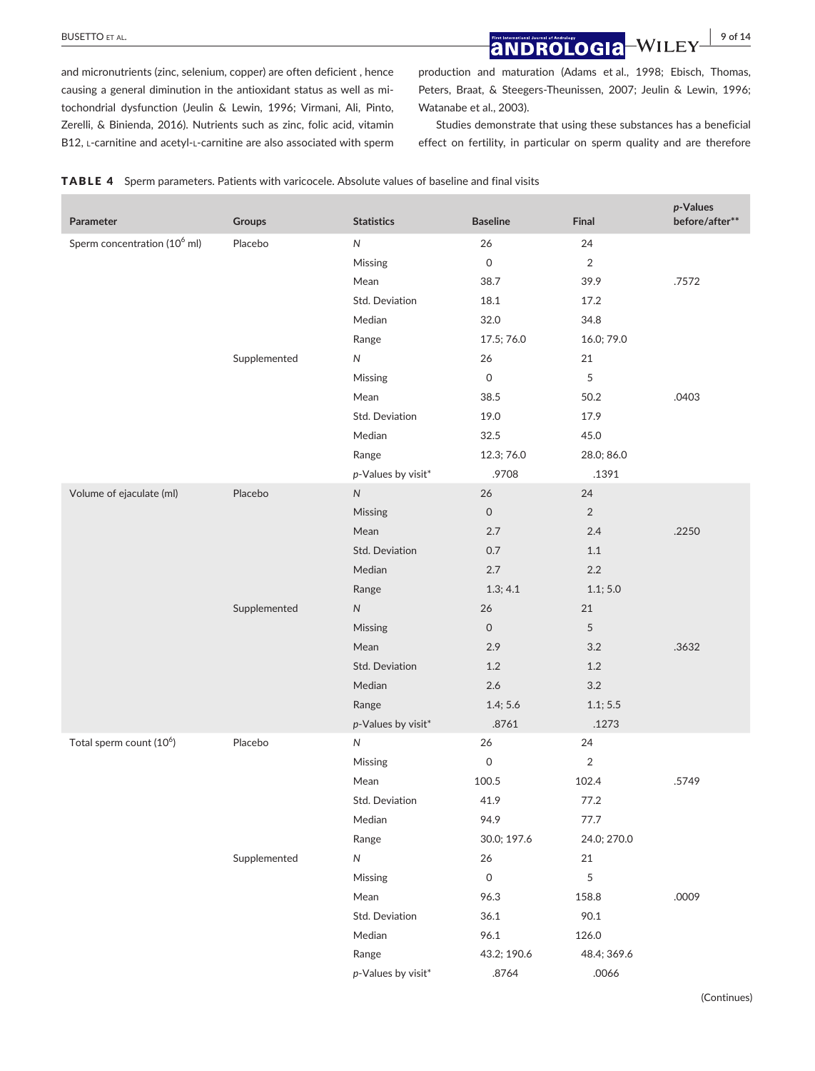and micronutrients (zinc, selenium, copper) are often deficient , hence causing a general diminution in the antioxidant status as well as mitochondrial dysfunction (Jeulin & Lewin, 1996; Virmani, Ali, Pinto, Zerelli, & Binienda, 2016). Nutrients such as zinc, folic acid, vitamin B12, L-carnitine and acetyl-L-carnitine are also associated with sperm production and maturation (Adams et al., 1998; Ebisch, Thomas, Peters, Braat, & Steegers-Theunissen, 2007; Jeulin & Lewin, 1996; Watanabe et al., 2003).

Studies demonstrate that using these substances has a beneficial effect on fertility, in particular on sperm quality and are therefore

**TABLE 4** Sperm parameters. Patients with varicocele. Absolute values of baseline and final visits

| Parameter | Groups | Statistics | Baseline | Final | *p*-Values before/after** |
|---|---|---|---|---|---|
| Sperm concentration ($10^6$ ml) | Placebo | *N* | 26 | 24 | |
| | | Missing | 0 | 2 | |
| | | Mean | 38.7 | 39.9 | .7572 |
| | | Std. Deviation | 18.1 | 17.2 | |
| | | Median | 32.0 | 34.8 | |
| | | Range | 17.5; 76.0 | 16.0; 79.0 | |
| | Supplemented | *N* | 26 | 21 | |
| | | Missing | 0 | 5 | |
| | | Mean | 38.5 | 50.2 | .0403 |
| | | Std. Deviation | 19.0 | 17.9 | |
| | | Median | 32.5 | 45.0 | |
| | | Range | 12.3; 76.0 | 28.0; 86.0 | |
| | | *p*-Values by visit* | .9708 | .1391 | |
| Volume of ejaculate (ml) | Placebo | *N* | 26 | 24 | |
| | | Missing | 0 | 2 | |
| | | Mean | 2.7 | 2.4 | .2250 |
| | | Std. Deviation | 0.7 | 1.1 | |
| | | Median | 2.7 | 2.2 | |
| | | Range | 1.3; 4.1 | 1.1; 5.0 | |
| | Supplemented | *N* | 26 | 21 | |
| | | Missing | 0 | 5 | |
| | | Mean | 2.9 | 3.2 | .3632 |
| | | Std. Deviation | 1.2 | 1.2 | |
| | | Median | 2.6 | 3.2 | |
| | | Range | 1.4; 5.6 | 1.1; 5.5 | |
| | | *p*-Values by visit* | .8761 | .1273 | |
| Total sperm count ($10^6$) | Placebo | *N* | 26 | 24 | |
| | | Missing | 0 | 2 | |
| | | Mean | 100.5 | 102.4 | .5749 |
| | | Std. Deviation | 41.9 | 77.2 | |
| | | Median | 94.9 | 77.7 | |
| | | Range | 30.0; 197.6 | 24.0; 270.0 | |
| | Supplemented | *N* | 26 | 21 | |
| | | Missing | 0 | 5 | |
| | | Mean | 96.3 | 158.8 | .0009 |
| | | Std. Deviation | 36.1 | 90.1 | |
| | | Median | 96.1 | 126.0 | |
| | | Range | 43.2; 190.6 | 48.4; 369.6 | |
| | | *p*-Values by visit* | .8764 | .0066 | |

(Continues)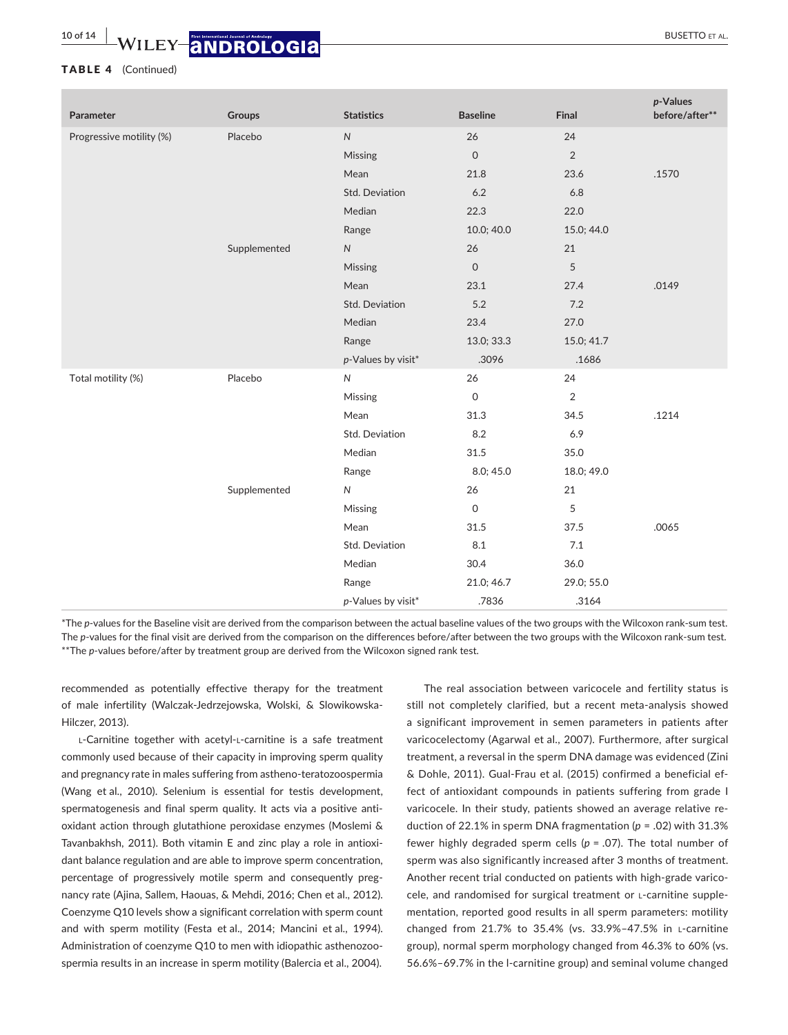**TABLE 4** (Continued)

| Parameter | Groups | Statistics | Baseline | Final | *p*-Values before/after** |
|---|---|---|---|---|---|
| Progressive motility (%) | Placebo | *N* | 26 | 24 | |
| | | Missing | 0 | 2 | |
| | | Mean | 21.8 | 23.6 | .1570 |
| | | Std. Deviation | 6.2 | 6.8 | |
| | | Median | 22.3 | 22.0 | |
| | | Range | 10.0; 40.0 | 15.0; 44.0 | |
| | Supplemented | *N* | 26 | 21 | |
| | | Missing | 0 | 5 | |
| | | Mean | 23.1 | 27.4 | .0149 |
| | | Std. Deviation | 5.2 | 7.2 | |
| | | Median | 23.4 | 27.0 | |
| | | Range | 13.0; 33.3 | 15.0; 41.7 | |
| | | *p*-Values by visit* | .3096 | .1686 | |
| Total motility (%) | Placebo | *N* | 26 | 24 | |
| | | Missing | 0 | 2 | |
| | | Mean | 31.3 | 34.5 | .1214 |
| | | Std. Deviation | 8.2 | 6.9 | |
| | | Median | 31.5 | 35.0 | |
| | | Range | 8.0; 45.0 | 18.0; 49.0 | |
| | Supplemented | *N* | 26 | 21 | |
| | | Missing | 0 | 5 | |
| | | Mean | 31.5 | 37.5 | .0065 |
| | | Std. Deviation | 8.1 | 7.1 | |
| | | Median | 30.4 | 36.0 | |
| | | Range | 21.0; 46.7 | 29.0; 55.0 | |
| | | *p*-Values by visit* | .7836 | .3164 | |

*The *p*-values for the Baseline visit are derived from the comparison between the actual baseline values of the two groups with the Wilcoxon rank-sum test. The *p*-values for the final visit are derived from the comparison on the differences before/after between the two groups with the Wilcoxon rank-sum test.
**The *p*-values before/after by treatment group are derived from the Wilcoxon signed rank test.

recommended as potentially effective therapy for the treatment of male infertility (Walczak-Jedrzejowska, Wolski, & Slowikowska-Hilczer, 2013).

L-Carnitine together with acetyl-L-carnitine is a safe treatment commonly used because of their capacity in improving sperm quality and pregnancy rate in males suffering from astheno-teratozoospermia (Wang et al., 2010). Selenium is essential for testis development, spermatogenesis and final sperm quality. It acts via a positive antioxidant action through glutathione peroxidase enzymes (Moslemi & Tavanbakhsh, 2011). Both vitamin E and zinc play a role in antioxidant balance regulation and are able to improve sperm concentration, percentage of progressively motile sperm and consequently pregnancy rate (Ajina, Sallem, Haouas, & Mehdi, 2016; Chen et al., 2012). Coenzyme Q10 levels show a significant correlation with sperm count and with sperm motility (Festa et al., 2014; Mancini et al., 1994). Administration of coenzyme Q10 to men with idiopathic asthenozoospermia results in an increase in sperm motility (Balercia et al., 2004).

The real association between varicocele and fertility status is still not completely clarified, but a recent meta-analysis showed a significant improvement in semen parameters in patients after varicocelectomy (Agarwal et al., 2007). Furthermore, after surgical treatment, a reversal in the sperm DNA damage was evidenced (Zini & Dohle, 2011). Gual-Frau et al. (2015) confirmed a beneficial effect of antioxidant compounds in patients suffering from grade I varicocele. In their study, patients showed an average relative reduction of 22.1% in sperm DNA fragmentation ($p = .02$) with 31.3% fewer highly degraded sperm cells ($p = .07$). The total number of sperm was also significantly increased after 3 months of treatment. Another recent trial conducted on patients with high-grade varicocele, and randomised for surgical treatment or L-carnitine supplementation, reported good results in all sperm parameters: motility changed from 21.7% to 35.4% (vs. 33.9%–47.5% in L-carnitine group), normal sperm morphology changed from 46.3% to 60% (vs. 56.6%–69.7% in the l-carnitine group) and seminal volume changed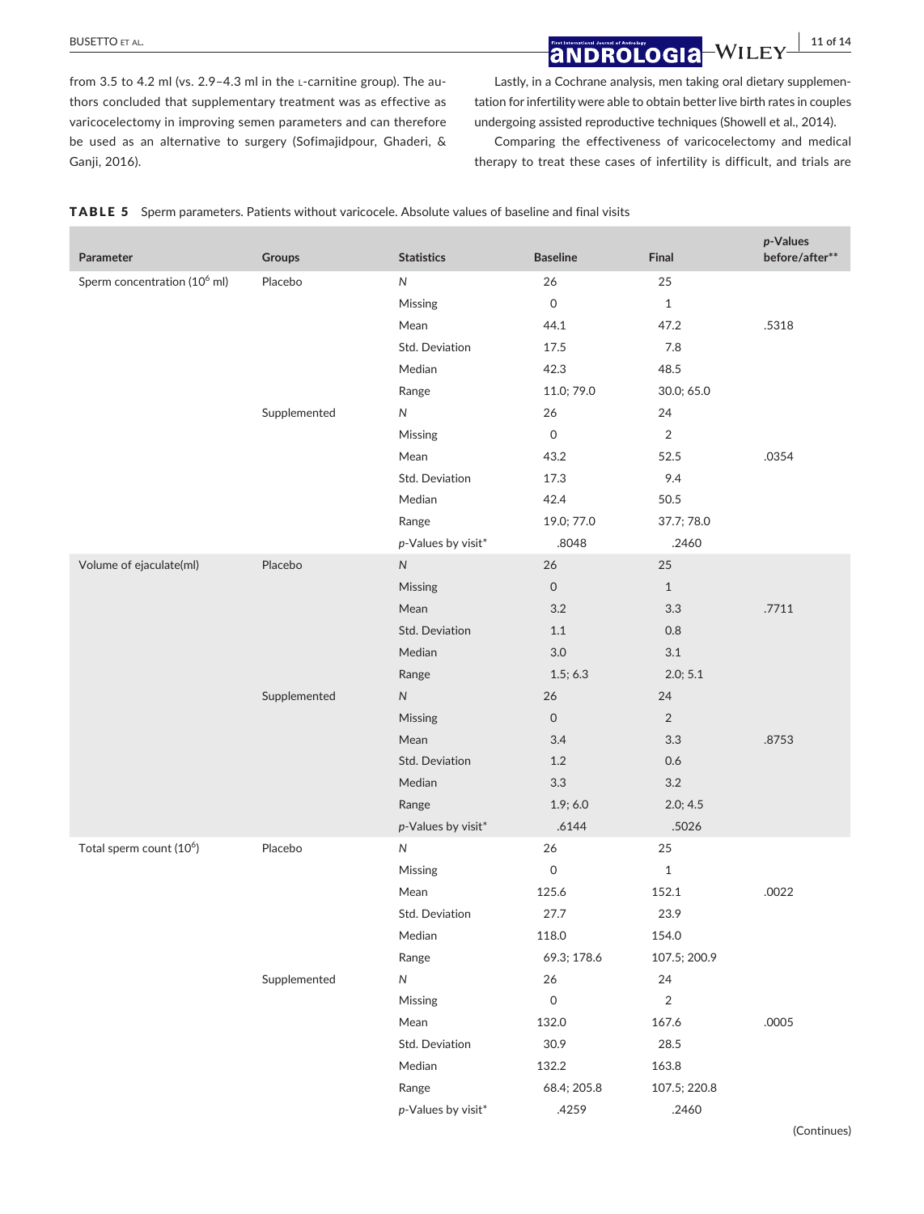from 3.5 to 4.2 ml (vs. 2.9–4.3 ml in the L-carnitine group). The authors concluded that supplementary treatment was as effective as varicocelectomy in improving semen parameters and can therefore be used as an alternative to surgery (Sofimajidpour, Ghaderi, & Ganji, 2016).

Lastly, in a Cochrane analysis, men taking oral dietary supplementation for infertility were able to obtain better live birth rates in couples undergoing assisted reproductive techniques (Showell et al., 2014).

Comparing the effectiveness of varicocelectomy and medical therapy to treat these cases of infertility is difficult, and trials are

**TABLE 5** Sperm parameters. Patients without varicocele. Absolute values of baseline and final visits

| Parameter | Groups | Statistics | Baseline | Final | p-Values before/after** |
|---|---|---|---|---|---|
| Sperm concentration ($10^6$ ml) | Placebo | N | 26 | 25 | |
| | | Missing | 0 | 1 | |
| | | Mean | 44.1 | 47.2 | .5318 |
| | | Std. Deviation | 17.5 | 7.8 | |
| | | Median | 42.3 | 48.5 | |
| | | Range | 11.0; 79.0 | 30.0; 65.0 | |
| | Supplemented | N | 26 | 24 | |
| | | Missing | 0 | 2 | |
| | | Mean | 43.2 | 52.5 | .0354 |
| | | Std. Deviation | 17.3 | 9.4 | |
| | | Median | 42.4 | 50.5 | |
| | | Range | 19.0; 77.0 | 37.7; 78.0 | |
| | | p-Values by visit* | .8048 | .2460 | |
| Volume of ejaculate(ml) | Placebo | N | 26 | 25 | |
| | | Missing | 0 | 1 | |
| | | Mean | 3.2 | 3.3 | .7711 |
| | | Std. Deviation | 1.1 | 0.8 | |
| | | Median | 3.0 | 3.1 | |
| | | Range | 1.5; 6.3 | 2.0; 5.1 | |
| | Supplemented | N | 26 | 24 | |
| | | Missing | 0 | 2 | |
| | | Mean | 3.4 | 3.3 | .8753 |
| | | Std. Deviation | 1.2 | 0.6 | |
| | | Median | 3.3 | 3.2 | |
| | | Range | 1.9; 6.0 | 2.0; 4.5 | |
| | | p-Values by visit* | .6144 | .5026 | |
| Total sperm count ($10^6$) | Placebo | N | 26 | 25 | |
| | | Missing | 0 | 1 | |
| | | Mean | 125.6 | 152.1 | .0022 |
| | | Std. Deviation | 27.7 | 23.9 | |
| | | Median | 118.0 | 154.0 | |
| | | Range | 69.3; 178.6 | 107.5; 200.9 | |
| | Supplemented | N | 26 | 24 | |
| | | Missing | 0 | 2 | |
| | | Mean | 132.0 | 167.6 | .0005 |
| | | Std. Deviation | 30.9 | 28.5 | |
| | | Median | 132.2 | 163.8 | |
| | | Range | 68.4; 205.8 | 107.5; 220.8 | |
| | | p-Values by visit* | .4259 | .2460 | |

(Continues)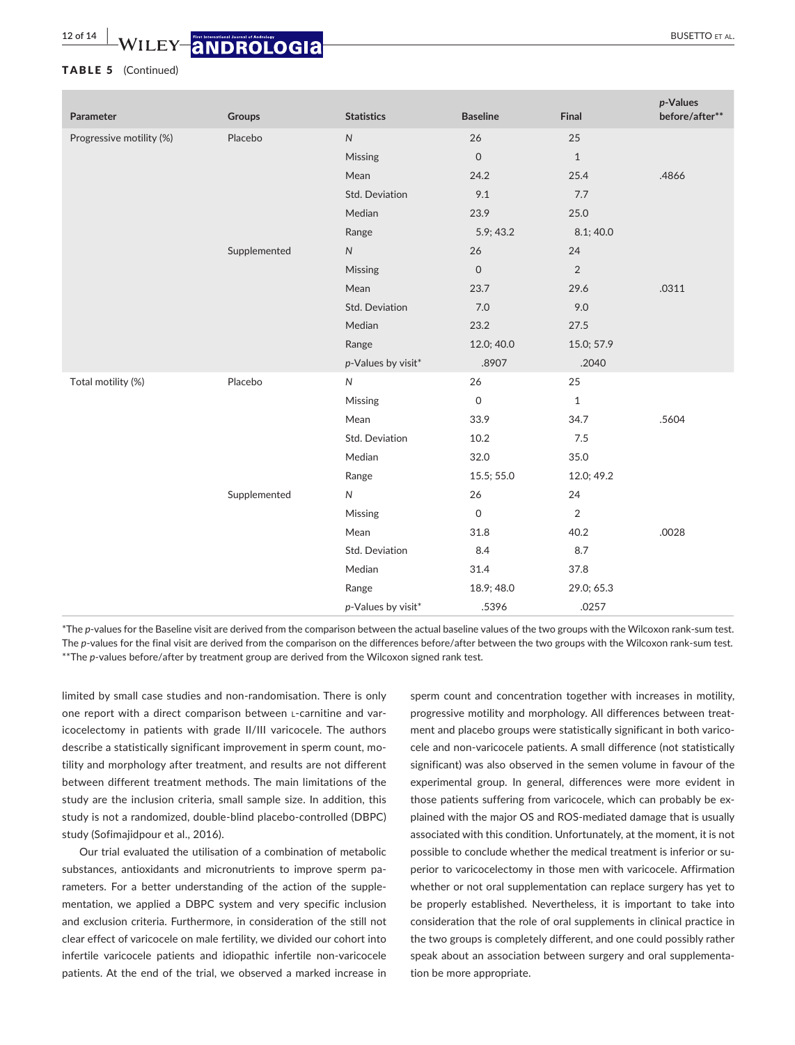**TABLE 5** (Continued)

| Parameter | Groups | Statistics | Baseline | Final | *p*-Values before/after** |
|---|---|---|---|---|---|
| Progressive motility (%) | Placebo | *N* | 26 | 25 | |
| | | Missing | 0 | 1 | |
| | | Mean | 24.2 | 25.4 | .4866 |
| | | Std. Deviation | 9.1 | 7.7 | |
| | | Median | 23.9 | 25.0 | |
| | | Range | 5.9; 43.2 | 8.1; 40.0 | |
| | Supplemented | *N* | 26 | 24 | |
| | | Missing | 0 | 2 | |
| | | Mean | 23.7 | 29.6 | .0311 |
| | | Std. Deviation | 7.0 | 9.0 | |
| | | Median | 23.2 | 27.5 | |
| | | Range | 12.0; 40.0 | 15.0; 57.9 | |
| | | *p*-Values by visit* | .8907 | .2040 | |
| Total motility (%) | Placebo | *N* | 26 | 25 | |
| | | Missing | 0 | 1 | |
| | | Mean | 33.9 | 34.7 | .5604 |
| | | Std. Deviation | 10.2 | 7.5 | |
| | | Median | 32.0 | 35.0 | |
| | | Range | 15.5; 55.0 | 12.0; 49.2 | |
| | Supplemented | *N* | 26 | 24 | |
| | | Missing | 0 | 2 | |
| | | Mean | 31.8 | 40.2 | .0028 |
| | | Std. Deviation | 8.4 | 8.7 | |
| | | Median | 31.4 | 37.8 | |
| | | Range | 18.9; 48.0 | 29.0; 65.3 | |
| | | *p*-Values by visit* | .5396 | .0257 | |

*The *p*-values for the Baseline visit are derived from the comparison between the actual baseline values of the two groups with the Wilcoxon rank-sum test. The *p*-values for the final visit are derived from the comparison on the differences before/after between the two groups with the Wilcoxon rank-sum test.
**The *p*-values before/after by treatment group are derived from the Wilcoxon signed rank test.

limited by small case studies and non-randomisation. There is only one report with a direct comparison between L-carnitine and varicocelectomy in patients with grade II/III varicocele. The authors describe a statistically significant improvement in sperm count, motility and morphology after treatment, and results are not different between different treatment methods. The main limitations of the study are the inclusion criteria, small sample size. In addition, this study is not a randomized, double-blind placebo-controlled (DBPC) study (Sofimajidpour et al., 2016).

Our trial evaluated the utilisation of a combination of metabolic substances, antioxidants and micronutrients to improve sperm parameters. For a better understanding of the action of the supplementation, we applied a DBPC system and very specific inclusion and exclusion criteria. Furthermore, in consideration of the still not clear effect of varicocele on male fertility, we divided our cohort into infertile varicocele patients and idiopathic infertile non-varicocele patients. At the end of the trial, we observed a marked increase in sperm count and concentration together with increases in motility, progressive motility and morphology. All differences between treatment and placebo groups were statistically significant in both varicocele and non-varicocele patients. A small difference (not statistically significant) was also observed in the semen volume in favour of the experimental group. In general, differences were more evident in those patients suffering from varicocele, which can probably be explained with the major OS and ROS-mediated damage that is usually associated with this condition. Unfortunately, at the moment, it is not possible to conclude whether the medical treatment is inferior or superior to varicocelectomy in those men with varicocele. Affirmation whether or not oral supplementation can replace surgery has yet to be properly established. Nevertheless, it is important to take into consideration that the role of oral supplements in clinical practice in the two groups is completely different, and one could possibly rather speak about an association between surgery and oral supplementation be more appropriate.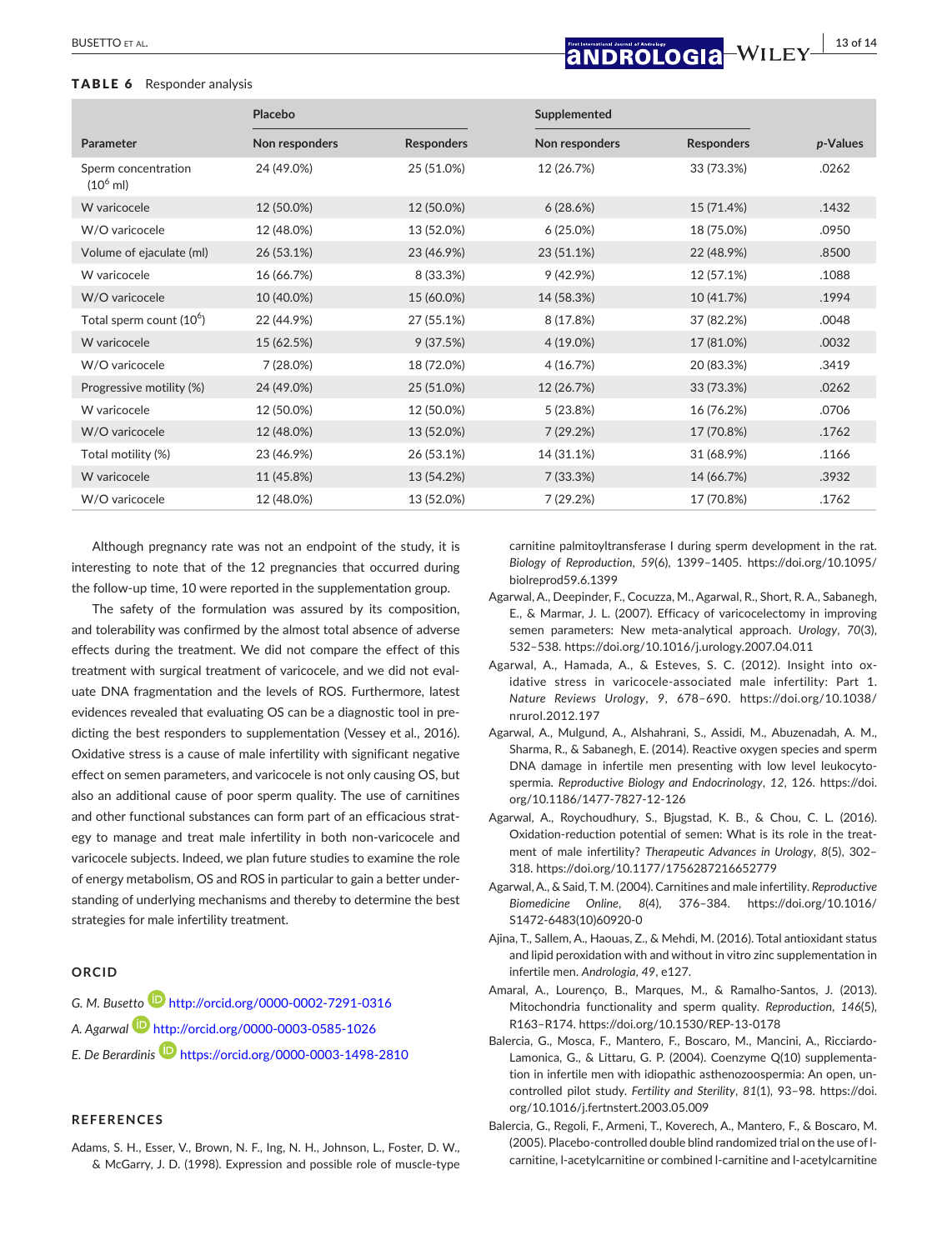**TABLE 6** Responder analysis

| Parameter | Placebo | | Supplemented | | *p*-Values |
|---|---|---|---|---|---|
| | Non responders | Responders | Non responders | Responders | |
| Sperm concentration ($10^6$ ml) | 24 (49.0%) | 25 (51.0%) | 12 (26.7%) | 33 (73.3%) | .0262 |
| W varicocele | 12 (50.0%) | 12 (50.0%) | 6 (28.6%) | 15 (71.4%) | .1432 |
| W/O varicocele | 12 (48.0%) | 13 (52.0%) | 6 (25.0%) | 18 (75.0%) | .0950 |
| Volume of ejaculate (ml) | 26 (53.1%) | 23 (46.9%) | 23 (51.1%) | 22 (48.9%) | .8500 |
| W varicocele | 16 (66.7%) | 8 (33.3%) | 9 (42.9%) | 12 (57.1%) | .1088 |
| W/O varicocele | 10 (40.0%) | 15 (60.0%) | 14 (58.3%) | 10 (41.7%) | .1994 |
| Total sperm count ($10^6$) | 22 (44.9%) | 27 (55.1%) | 8 (17.8%) | 37 (82.2%) | .0048 |
| W varicocele | 15 (62.5%) | 9 (37.5%) | 4 (19.0%) | 17 (81.0%) | .0032 |
| W/O varicocele | 7 (28.0%) | 18 (72.0%) | 4 (16.7%) | 20 (83.3%) | .3419 |
| Progressive motility (%) | 24 (49.0%) | 25 (51.0%) | 12 (26.7%) | 33 (73.3%) | .0262 |
| W varicocele | 12 (50.0%) | 12 (50.0%) | 5 (23.8%) | 16 (76.2%) | .0706 |
| W/O varicocele | 12 (48.0%) | 13 (52.0%) | 7 (29.2%) | 17 (70.8%) | .1762 |
| Total motility (%) | 23 (46.9%) | 26 (53.1%) | 14 (31.1%) | 31 (68.9%) | .1166 |
| W varicocele | 11 (45.8%) | 13 (54.2%) | 7 (33.3%) | 14 (66.7%) | .3932 |
| W/O varicocele | 12 (48.0%) | 13 (52.0%) | 7 (29.2%) | 17 (70.8%) | .1762 |

Although pregnancy rate was not an endpoint of the study, it is interesting to note that of the 12 pregnancies that occurred during the follow-up time, 10 were reported in the supplementation group.

The safety of the formulation was assured by its composition, and tolerability was confirmed by the almost total absence of adverse effects during the treatment. We did not compare the effect of this treatment with surgical treatment of varicocele, and we did not evaluate DNA fragmentation and the levels of ROS. Furthermore, latest evidences revealed that evaluating OS can be a diagnostic tool in predicting the best responders to supplementation (Vessey et al., 2016). Oxidative stress is a cause of male infertility with significant negative effect on semen parameters, and varicocele is not only causing OS, but also an additional cause of poor sperm quality. The use of carnitines and other functional substances can form part of an efficacious strategy to manage and treat male infertility in both non-varicocele and varicocele subjects. Indeed, we plan future studies to examine the role of energy metabolism, OS and ROS in particular to gain a better understanding of underlying mechanisms and thereby to determine the best strategies for male infertility treatment.

## ORCID

*G. M. Busetto* http://orcid.org/0000-0002-7291-0316

*A. Agarwal* http://orcid.org/0000-0003-0585-1026

*E. De Berardinis* https://orcid.org/0000-0003-1498-2810

## REFERENCES

Adams, S. H., Esser, V., Brown, N. F., Ing, N. H., Johnson, L., Foster, D. W., & McGarry, J. D. (1998). Expression and possible role of muscle-type carnitine palmitoyltransferase I during sperm development in the rat. *Biology of Reproduction*, *59*(6), 1399–1405. https://doi.org/10.1095/biolreprod59.6.1399

Agarwal, A., Deepinder, F., Cocuzza, M., Agarwal, R., Short, R. A., Sabanegh, E., & Marmar, J. L. (2007). Efficacy of varicocelectomy in improving semen parameters: New meta-analytical approach. *Urology*, *70*(3), 532–538. https://doi.org/10.1016/j.urology.2007.04.011

Agarwal, A., Hamada, A., & Esteves, S. C. (2012). Insight into oxidative stress in varicocele-associated male infertility: Part 1. *Nature Reviews Urology*, *9*, 678–690. https://doi.org/10.1038/nrurol.2012.197

Agarwal, A., Mulgund, A., Alshahrani, S., Assidi, M., Abuzenadah, A. M., Sharma, R., & Sabanegh, E. (2014). Reactive oxygen species and sperm DNA damage in infertile men presenting with low level leukocytospermia. *Reproductive Biology and Endocrinology*, *12*, 126. https://doi.org/10.1186/1477-7827-12-126

Agarwal, A., Roychoudhury, S., Bjugstad, K. B., & Chou, C. L. (2016). Oxidation-reduction potential of semen: What is its role in the treatment of male infertility? *Therapeutic Advances in Urology*, *8*(5), 302–318. https://doi.org/10.1177/1756287216652779

Agarwal, A., & Said, T. M. (2004). Carnitines and male infertility. *Reproductive Biomedicine Online*, *8*(4), 376–384. https://doi.org/10.1016/S1472-6483(10)60920-0

Ajina, T., Sallem, A., Haouas, Z., & Mehdi, M. (2016). Total antioxidant status and lipid peroxidation with and without in vitro zinc supplementation in infertile men. *Andrologia*, *49*, e127.

Amaral, A., Lourenço, B., Marques, M., & Ramalho-Santos, J. (2013). Mitochondria functionality and sperm quality. *Reproduction*, *146*(5), R163–R174. https://doi.org/10.1530/REP-13-0178

Balercia, G., Mosca, F., Mantero, F., Boscaro, M., Mancini, A., Ricciardo-Lamonica, G., & Littaru, G. P. (2004). Coenzyme Q(10) supplementation in infertile men with idiopathic asthenozoospermia: An open, uncontrolled pilot study. *Fertility and Sterility*, *81*(1), 93–98. https://doi.org/10.1016/j.fertnstert.2003.05.009

Balercia, G., Regoli, F., Armeni, T., Koverech, A., Mantero, F., & Boscaro, M. (2005). Placebo-controlled double blind randomized trial on the use of l-carnitine, l-acetylcarnitine or combined l-carnitine and l-acetylcarnitine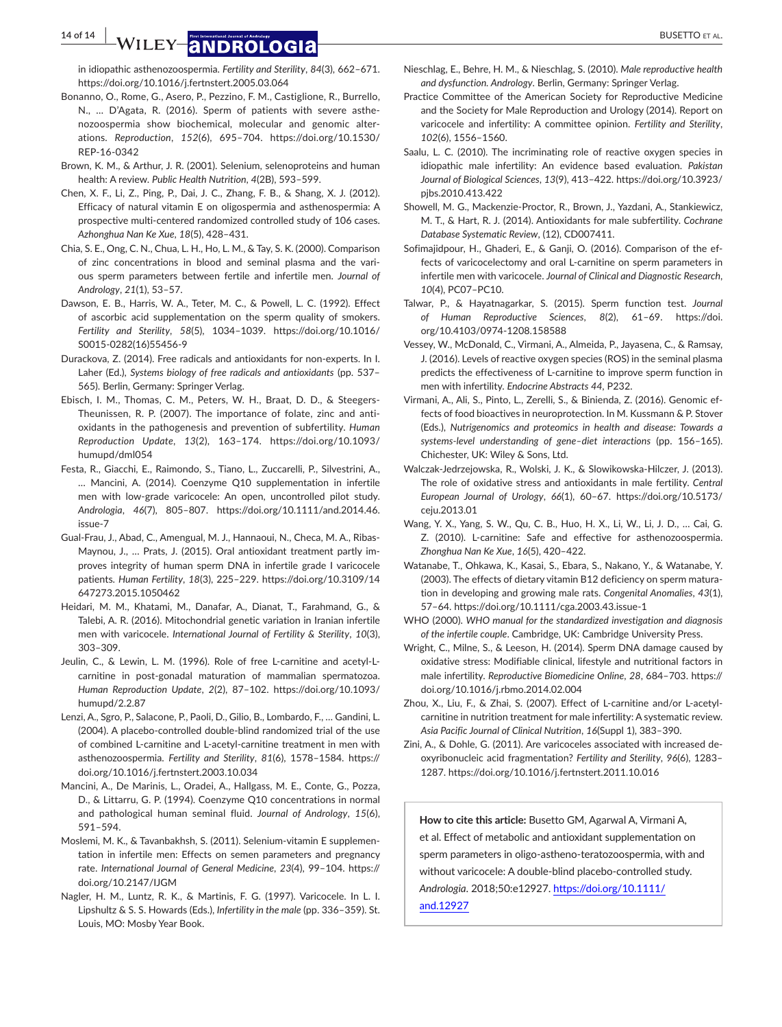in idiopathic asthenozoospermia. *Fertility and Sterility*, *84*(3), 662–671. https://doi.org/10.1016/j.fertnstert.2005.03.064

Bonanno, O., Rome, G., Asero, P., Pezzino, F. M., Castiglione, R., Burrello, N., … D'Agata, R. (2016). Sperm of patients with severe asthenozoospermia show biochemical, molecular and genomic alterations. *Reproduction*, *152*(6), 695–704. https://doi.org/10.1530/REP-16-0342

Brown, K. M., & Arthur, J. R. (2001). Selenium, selenoproteins and human health: A review. *Public Health Nutrition*, *4*(2B), 593–599.

Chen, X. F., Li, Z., Ping, P., Dai, J. C., Zhang, F. B., & Shang, X. J. (2012). Efficacy of natural vitamin E on oligospermia and asthenospermia: A prospective multi-centered randomized controlled study of 106 cases. *Azhonghua Nan Ke Xue*, *18*(5), 428–431.

Chia, S. E., Ong, C. N., Chua, L. H., Ho, L. M., & Tay, S. K. (2000). Comparison of zinc concentrations in blood and seminal plasma and the various sperm parameters between fertile and infertile men. *Journal of Andrology*, *21*(1), 53–57.

Dawson, E. B., Harris, W. A., Teter, M. C., & Powell, L. C. (1992). Effect of ascorbic acid supplementation on the sperm quality of smokers. *Fertility and Sterility*, *58*(5), 1034–1039. https://doi.org/10.1016/S0015-0282(16)55456-9

Durackova, Z. (2014). Free radicals and antioxidants for non-experts. In I. Laher (Ed.), *Systems biology of free radicals and antioxidants* (pp. 537–565). Berlin, Germany: Springer Verlag.

Ebisch, I. M., Thomas, C. M., Peters, W. H., Braat, D. D., & Steegers-Theunissen, R. P. (2007). The importance of folate, zinc and antioxidants in the pathogenesis and prevention of subfertility. *Human Reproduction Update*, *13*(2), 163–174. https://doi.org/10.1093/humupd/dml054

Festa, R., Giacchi, E., Raimondo, S., Tiano, L., Zuccarelli, P., Silvestrini, A., … Mancini, A. (2014). Coenzyme Q10 supplementation in infertile men with low-grade varicocele: An open, uncontrolled pilot study. *Andrologia*, *46*(7), 805–807. https://doi.org/10.1111/and.2014.46.issue-7

Gual-Frau, J., Abad, C., Amengual, M. J., Hannaoui, N., Checa, M. A., Ribas-Maynou, J., … Prats, J. (2015). Oral antioxidant treatment partly improves integrity of human sperm DNA in infertile grade I varicocele patients. *Human Fertility*, *18*(3), 225–229. https://doi.org/10.3109/14647273.2015.1050462

Heidari, M. M., Khatami, M., Danafar, A., Dianat, T., Farahmand, G., & Talebi, A. R. (2016). Mitochondrial genetic variation in Iranian infertile men with varicocele. *International Journal of Fertility & Sterility*, *10*(3), 303–309.

Jeulin, C., & Lewin, L. M. (1996). Role of free L-carnitine and acetyl-L-carnitine in post-gonadal maturation of mammalian spermatozoa. *Human Reproduction Update*, *2*(2), 87–102. https://doi.org/10.1093/humupd/2.2.87

Lenzi, A., Sgro, P., Salacone, P., Paoli, D., Gilio, B., Lombardo, F., … Gandini, L. (2004). A placebo-controlled double-blind randomized trial of the use of combined L-carnitine and L-acetyl-carnitine treatment in men with asthenozoospermia. *Fertility and Sterility*, *81*(6), 1578–1584. https://doi.org/10.1016/j.fertnstert.2003.10.034

Mancini, A., De Marinis, L., Oradei, A., Hallgass, M. E., Conte, G., Pozza, D., & Littarru, G. P. (1994). Coenzyme Q10 concentrations in normal and pathological human seminal fluid. *Journal of Andrology*, *15*(6), 591–594.

Moslemi, M. K., & Tavanbakhsh, S. (2011). Selenium-vitamin E supplementation in infertile men: Effects on semen parameters and pregnancy rate. *International Journal of General Medicine*, *23*(4), 99–104. https://doi.org/10.2147/IJGM

Nagler, H. M., Luntz, R. K., & Martinis, F. G. (1997). Varicocele. In L. I. Lipshultz & S. S. Howards (Eds.), *Infertility in the male* (pp. 336–359). St. Louis, MO: Mosby Year Book.

Nieschlag, E., Behre, H. M., & Nieschlag, S. (2010). *Male reproductive health and dysfunction. Andrology*. Berlin, Germany: Springer Verlag.

Practice Committee of the American Society for Reproductive Medicine and the Society for Male Reproduction and Urology (2014). Report on varicocele and infertility: A committee opinion. *Fertility and Sterility*, *102*(6), 1556–1560.

Saalu, L. C. (2010). The incriminating role of reactive oxygen species in idiopathic male infertility: An evidence based evaluation. *Pakistan Journal of Biological Sciences*, *13*(9), 413–422. https://doi.org/10.3923/pjbs.2010.413.422

Showell, M. G., Mackenzie-Proctor, R., Brown, J., Yazdani, A., Stankiewicz, M. T., & Hart, R. J. (2014). Antioxidants for male subfertility. *Cochrane Database Systematic Review*, (12), CD007411.

Sofimajidpour, H., Ghaderi, E., & Ganji, O. (2016). Comparison of the effects of varicocelectomy and oral L-carnitine on sperm parameters in infertile men with varicocele. *Journal of Clinical and Diagnostic Research*, *10*(4), PC07–PC10.

Talwar, P., & Hayatnagarkar, S. (2015). Sperm function test. *Journal of Human Reproductive Sciences*, *8*(2), 61–69. https://doi.org/10.4103/0974-1208.158588

Vessey, W., McDonald, C., Virmani, A., Almeida, P., Jayasena, C., & Ramsay, J. (2016). Levels of reactive oxygen species (ROS) in the seminal plasma predicts the effectiveness of L-carnitine to improve sperm function in men with infertility. *Endocrine Abstracts 44*, P232.

Virmani, A., Ali, S., Pinto, L., Zerelli, S., & Binienda, Z. (2016). Genomic effects of food bioactives in neuroprotection. In M. Kussmann & P. Stover (Eds.), *Nutrigenomics and proteomics in health and disease: Towards a systems-level understanding of gene–diet interactions* (pp. 156–165). Chichester, UK: Wiley & Sons, Ltd.

Walczak-Jedrzejowska, R., Wolski, J. K., & Slowikowska-Hilczer, J. (2013). The role of oxidative stress and antioxidants in male fertility. *Central European Journal of Urology*, *66*(1), 60–67. https://doi.org/10.5173/ceju.2013.01

Wang, Y. X., Yang, S. W., Qu, C. B., Huo, H. X., Li, W., Li, J. D., … Cai, G. Z. (2010). L-carnitine: Safe and effective for asthenozoospermia. *Zhonghua Nan Ke Xue*, *16*(5), 420–422.

Watanabe, T., Ohkawa, K., Kasai, S., Ebara, S., Nakano, Y., & Watanabe, Y. (2003). The effects of dietary vitamin B12 deficiency on sperm maturation in developing and growing male rats. *Congenital Anomalies*, *43*(1), 57–64. https://doi.org/10.1111/cga.2003.43.issue-1

WHO (2000). *WHO manual for the standardized investigation and diagnosis of the infertile couple*. Cambridge, UK: Cambridge University Press.

Wright, C., Milne, S., & Leeson, H. (2014). Sperm DNA damage caused by oxidative stress: Modifiable clinical, lifestyle and nutritional factors in male infertility. *Reproductive Biomedicine Online*, *28*, 684–703. https://doi.org/10.1016/j.rbmo.2014.02.004

Zhou, X., Liu, F., & Zhai, S. (2007). Effect of L-carnitine and/or L-acetyl-carnitine in nutrition treatment for male infertility: A systematic review. *Asia Pacific Journal of Clinical Nutrition*, *16*(Suppl 1), 383–390.

Zini, A., & Dohle, G. (2011). Are varicoceles associated with increased deoxyribonucleic acid fragmentation? *Fertility and Sterility*, *96*(6), 1283–1287. https://doi.org/10.1016/j.fertnstert.2011.10.016

**How to cite this article:** Busetto GM, Agarwal A, Virmani A, et al. Effect of metabolic and antioxidant supplementation on sperm parameters in oligo-astheno-teratozoospermia, with and without varicocele: A double-blind placebo-controlled study. *Andrologia*. 2018;50:e12927. https://doi.org/10.1111/and.12927